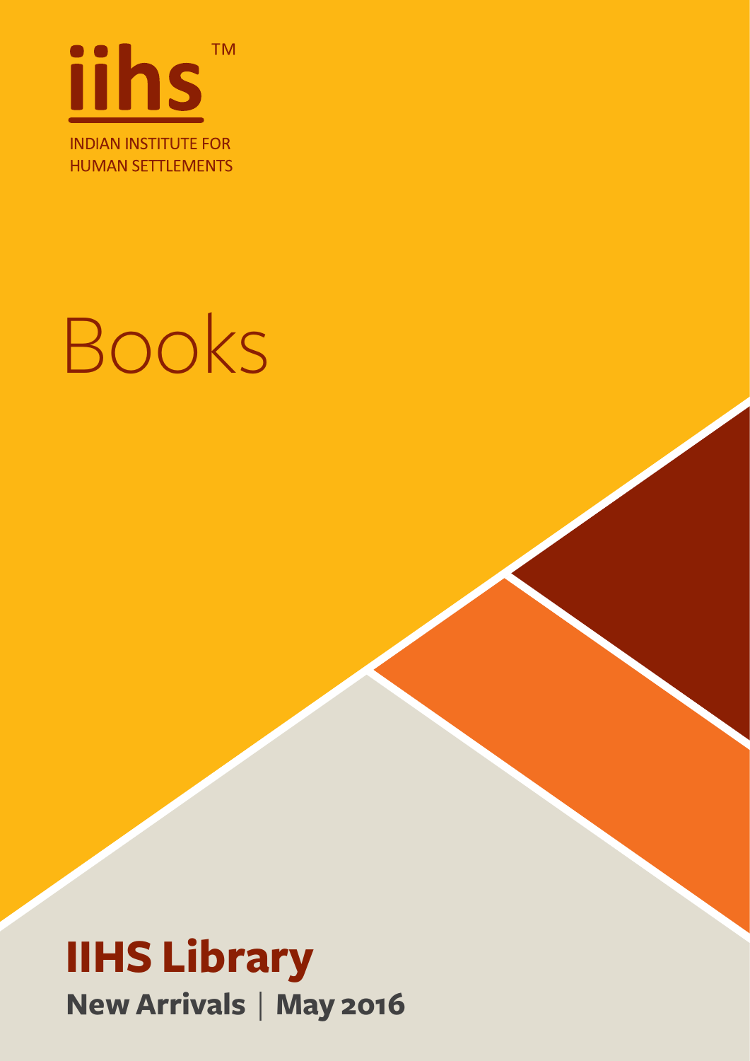**iihs**™

INDIAN INSTITUTE FOR
HUMAN SETTLEMENTS

# Books

## IIHS Library

**New Arrivals | May 2016**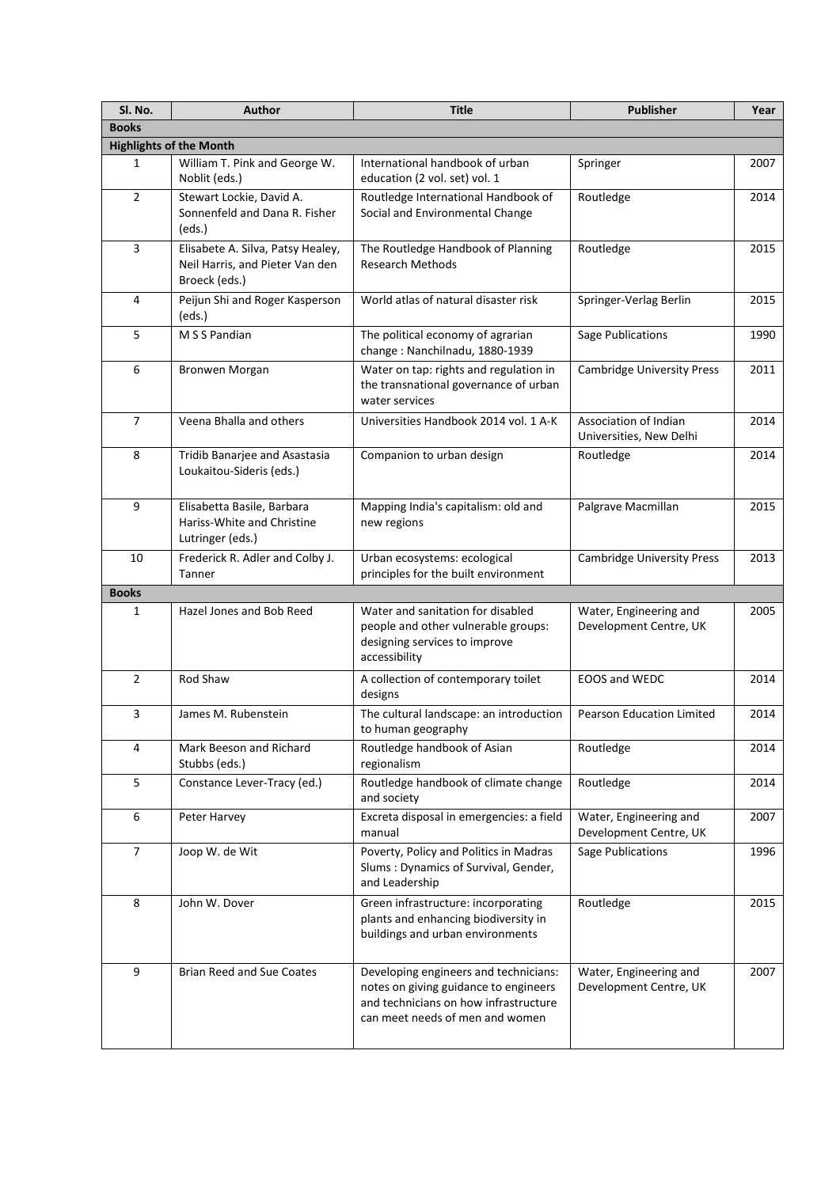| Sl. No. | Author | Title | Publisher | Year |
|---|---|---|---|---|
| **Books** | | | | |
| **Highlights of the Month** | | | | |
| 1 | William T. Pink and George W. Noblit (eds.) | International handbook of urban education (2 vol. set) vol. 1 | Springer | 2007 |
| 2 | Stewart Lockie, David A. Sonnenfeld and Dana R. Fisher (eds.) | Routledge International Handbook of Social and Environmental Change | Routledge | 2014 |
| 3 | Elisabete A. Silva, Patsy Healey, Neil Harris, and Pieter Van den Broeck (eds.) | The Routledge Handbook of Planning Research Methods | Routledge | 2015 |
| 4 | Peijun Shi and Roger Kasperson (eds.) | World atlas of natural disaster risk | Springer-Verlag Berlin | 2015 |
| 5 | M S S Pandian | The political economy of agrarian change : Nanchilnadu, 1880-1939 | Sage Publications | 1990 |
| 6 | Bronwen Morgan | Water on tap: rights and regulation in the transnational governance of urban water services | Cambridge University Press | 2011 |
| 7 | Veena Bhalla and others | Universities Handbook 2014 vol. 1 A-K | Association of Indian Universities, New Delhi | 2014 |
| 8 | Tridib Banarjee and Asastasia Loukaitou-Sideris (eds.) | Companion to urban design | Routledge | 2014 |
| 9 | Elisabetta Basile, Barbara Hariss-White and Christine Lutringer (eds.) | Mapping India's capitalism: old and new regions | Palgrave Macmillan | 2015 |
| 10 | Frederick R. Adler and Colby J. Tanner | Urban ecosystems: ecological principles for the built environment | Cambridge University Press | 2013 |
| **Books** | | | | |
| 1 | Hazel Jones and Bob Reed | Water and sanitation for disabled people and other vulnerable groups: designing services to improve accessibility | Water, Engineering and Development Centre, UK | 2005 |
| 2 | Rod Shaw | A collection of contemporary toilet designs | EOOS and WEDC | 2014 |
| 3 | James M. Rubenstein | The cultural landscape: an introduction to human geography | Pearson Education Limited | 2014 |
| 4 | Mark Beeson and Richard Stubbs (eds.) | Routledge handbook of Asian regionalism | Routledge | 2014 |
| 5 | Constance Lever-Tracy (ed.) | Routledge handbook of climate change and society | Routledge | 2014 |
| 6 | Peter Harvey | Excreta disposal in emergencies: a field manual | Water, Engineering and Development Centre, UK | 2007 |
| 7 | Joop W. de Wit | Poverty, Policy and Politics in Madras Slums : Dynamics of Survival, Gender, and Leadership | Sage Publications | 1996 |
| 8 | John W. Dover | Green infrastructure: incorporating plants and enhancing biodiversity in buildings and urban environments | Routledge | 2015 |
| 9 | Brian Reed and Sue Coates | Developing engineers and technicians: notes on giving guidance to engineers and technicians on how infrastructure can meet needs of men and women | Water, Engineering and Development Centre, UK | 2007 |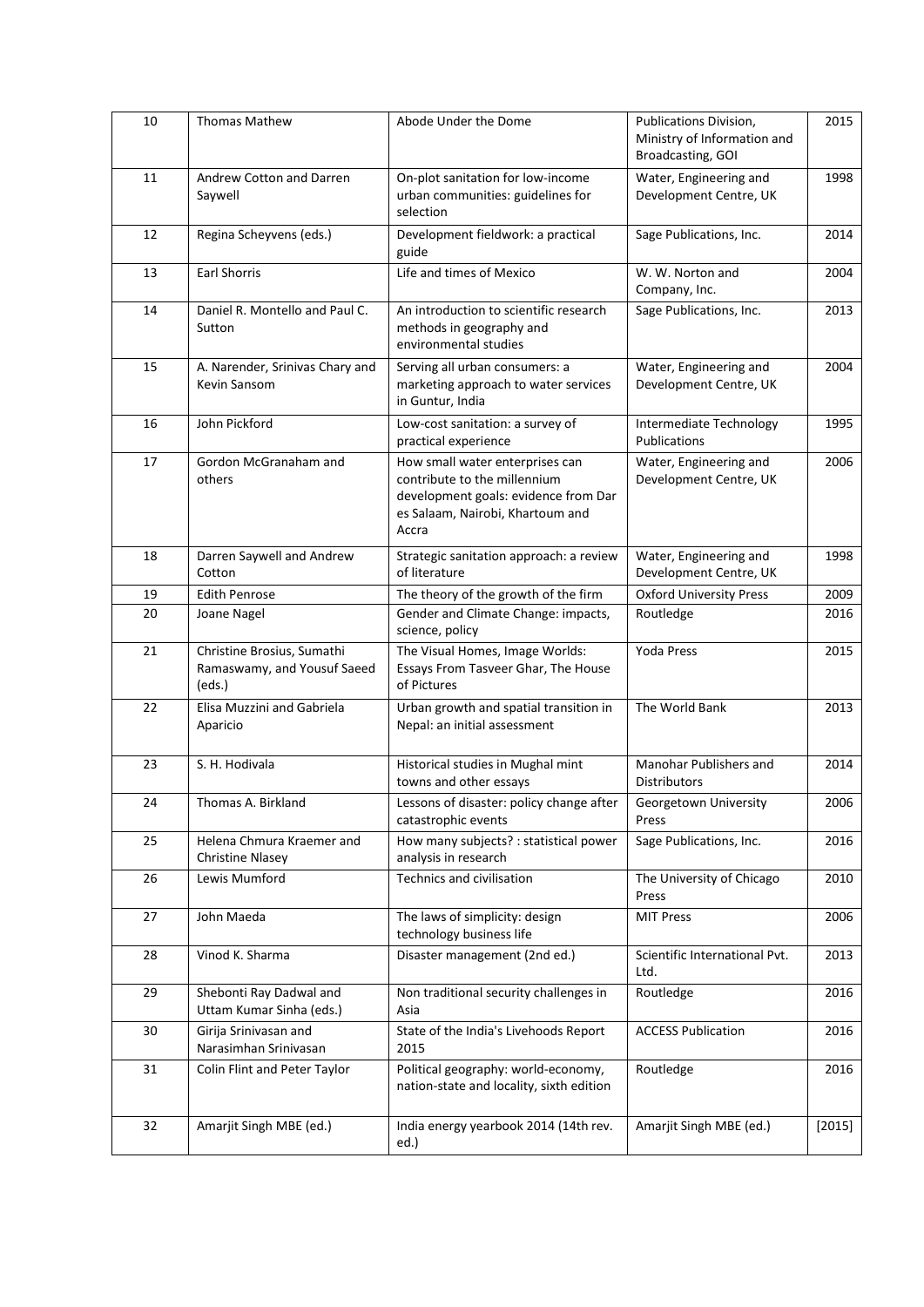| 10 | Thomas Mathew | Abode Under the Dome | Publications Division, Ministry of Information and Broadcasting, GOI | 2015 |
|---|---|---|---|---|
| 11 | Andrew Cotton and Darren Saywell | On-plot sanitation for low-income urban communities: guidelines for selection | Water, Engineering and Development Centre, UK | 1998 |
| 12 | Regina Scheyvens (eds.) | Development fieldwork: a practical guide | Sage Publications, Inc. | 2014 |
| 13 | Earl Shorris | Life and times of Mexico | W. W. Norton and Company, Inc. | 2004 |
| 14 | Daniel R. Montello and Paul C. Sutton | An introduction to scientific research methods in geography and environmental studies | Sage Publications, Inc. | 2013 |
| 15 | A. Narender, Srinivas Chary and Kevin Sansom | Serving all urban consumers: a marketing approach to water services in Guntur, India | Water, Engineering and Development Centre, UK | 2004 |
| 16 | John Pickford | Low-cost sanitation: a survey of practical experience | Intermediate Technology Publications | 1995 |
| 17 | Gordon McGranaham and others | How small water enterprises can contribute to the millennium development goals: evidence from Dar es Salaam, Nairobi, Khartoum and Accra | Water, Engineering and Development Centre, UK | 2006 |
| 18 | Darren Saywell and Andrew Cotton | Strategic sanitation approach: a review of literature | Water, Engineering and Development Centre, UK | 1998 |
| 19 | Edith Penrose | The theory of the growth of the firm | Oxford University Press | 2009 |
| 20 | Joane Nagel | Gender and Climate Change: impacts, science, policy | Routledge | 2016 |
| 21 | Christine Brosius, Sumathi Ramaswamy, and Yousuf Saeed (eds.) | The Visual Homes, Image Worlds: Essays From Tasveer Ghar, The House of Pictures | Yoda Press | 2015 |
| 22 | Elisa Muzzini and Gabriela Aparicio | Urban growth and spatial transition in Nepal: an initial assessment | The World Bank | 2013 |
| 23 | S. H. Hodivala | Historical studies in Mughal mint towns and other essays | Manohar Publishers and Distributors | 2014 |
| 24 | Thomas A. Birkland | Lessons of disaster: policy change after catastrophic events | Georgetown University Press | 2006 |
| 25 | Helena Chmura Kraemer and Christine Nlasey | How many subjects? : statistical power analysis in research | Sage Publications, Inc. | 2016 |
| 26 | Lewis Mumford | Technics and civilisation | The University of Chicago Press | 2010 |
| 27 | John Maeda | The laws of simplicity: design technology business life | MIT Press | 2006 |
| 28 | Vinod K. Sharma | Disaster management (2nd ed.) | Scientific International Pvt. Ltd. | 2013 |
| 29 | Shebonti Ray Dadwal and Uttam Kumar Sinha (eds.) | Non traditional security challenges in Asia | Routledge | 2016 |
| 30 | Girija Srinivasan and Narasimhan Srinivasan | State of the India's Livehoods Report 2015 | ACCESS Publication | 2016 |
| 31 | Colin Flint and Peter Taylor | Political geography: world-economy, nation-state and locality, sixth edition | Routledge | 2016 |
| 32 | Amarjit Singh MBE (ed.) | India energy yearbook 2014 (14th rev. ed.) | Amarjit Singh MBE (ed.) | [2015] |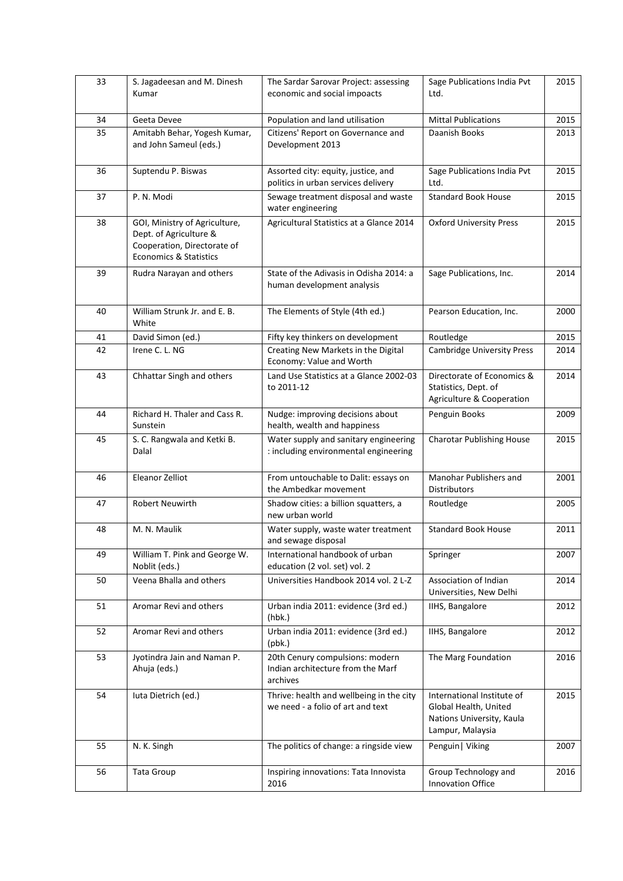| 33 | S. Jagadeesan and M. Dinesh Kumar | The Sardar Sarovar Project: assessing economic and social impoacts | Sage Publications India Pvt Ltd. | 2015 |
|---|---|---|---|---|
| 34 | Geeta Devee | Population and land utilisation | Mittal Publications | 2015 |
| 35 | Amitabh Behar, Yogesh Kumar, and John Sameul (eds.) | Citizens' Report on Governance and Development 2013 | Daanish Books | 2013 |
| 36 | Suptendu P. Biswas | Assorted city: equity, justice, and politics in urban services delivery | Sage Publications India Pvt Ltd. | 2015 |
| 37 | P. N. Modi | Sewage treatment disposal and waste water engineering | Standard Book House | 2015 |
| 38 | GOI, Ministry of Agriculture, Dept. of Agriculture & Cooperation, Directorate of Economics & Statistics | Agricultural Statistics at a Glance 2014 | Oxford University Press | 2015 |
| 39 | Rudra Narayan and others | State of the Adivasis in Odisha 2014: a human development analysis | Sage Publications, Inc. | 2014 |
| 40 | William Strunk Jr. and E. B. White | The Elements of Style (4th ed.) | Pearson Education, Inc. | 2000 |
| 41 | David Simon (ed.) | Fifty key thinkers on development | Routledge | 2015 |
| 42 | Irene C. L. NG | Creating New Markets in the Digital Economy: Value and Worth | Cambridge University Press | 2014 |
| 43 | Chhattar Singh and others | Land Use Statistics at a Glance 2002-03 to 2011-12 | Directorate of Economics & Statistics, Dept. of Agriculture & Cooperation | 2014 |
| 44 | Richard H. Thaler and Cass R. Sunstein | Nudge: improving decisions about health, wealth and happiness | Penguin Books | 2009 |
| 45 | S. C. Rangwala and Ketki B. Dalal | Water supply and sanitary engineering : including environmental engineering | Charotar Publishing House | 2015 |
| 46 | Eleanor Zelliot | From untouchable to Dalit: essays on the Ambedkar movement | Manohar Publishers and Distributors | 2001 |
| 47 | Robert Neuwirth | Shadow cities: a billion squatters, a new urban world | Routledge | 2005 |
| 48 | M. N. Maulik | Water supply, waste water treatment and sewage disposal | Standard Book House | 2011 |
| 49 | William T. Pink and George W. Noblit (eds.) | International handbook of urban education (2 vol. set) vol. 2 | Springer | 2007 |
| 50 | Veena Bhalla and others | Universities Handbook 2014 vol. 2 L-Z | Association of Indian Universities, New Delhi | 2014 |
| 51 | Aromar Revi and others | Urban india 2011: evidence (3rd ed.) (hbk.) | IIHS, Bangalore | 2012 |
| 52 | Aromar Revi and others | Urban india 2011: evidence (3rd ed.) (pbk.) | IIHS, Bangalore | 2012 |
| 53 | Jyotindra Jain and Naman P. Ahuja (eds.) | 20th Cenury compulsions: modern Indian architecture from the Marf archives | The Marg Foundation | 2016 |
| 54 | Iuta Dietrich (ed.) | Thrive: health and wellbeing in the city we need - a folio of art and text | International Institute of Global Health, United Nations University, Kaula Lampur, Malaysia | 2015 |
| 55 | N. K. Singh | The politics of change: a ringside view | Penguin\| Viking | 2007 |
| 56 | Tata Group | Inspiring innovations: Tata Innovista 2016 | Group Technology and Innovation Office | 2016 |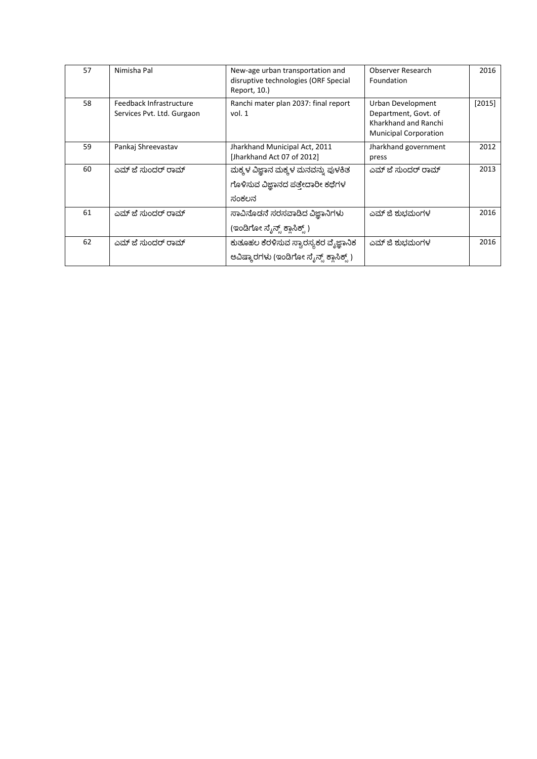| 57 | Nimisha Pal | New-age urban transportation and disruptive technologies (ORF Special Report, 10.) | Observer Research Foundation | 2016 |
|---|---|---|---|---|
| 58 | Feedback Infrastructure Services Pvt. Ltd. Gurgaon | Ranchi mater plan 2037: final report vol. 1 | Urban Development Department, Govt. of Kharkhand and Ranchi Municipal Corporation | [2015] |
| 59 | Pankaj Shreevastav | Jharkhand Municipal Act, 2011 [Jharkhand Act 07 of 2012] | Jharkhand government press | 2012 |
| 60 | ಎಮ್ ಜೆ ಸುಂದರ್ ರಾಮ್ | ಮಕ್ಕಳ ವಿಜ್ಞಾನ ಮಕ್ಕಳ ಮನವನ್ನು ಪುಳಕಿತ ಗೊಳಿಸುವ ವಿಜ್ಞಾನದ ಪತ್ತೇದಾರೀ ಕಥೆಗಳ ಸಂಕಲನ | ಎಮ್ ಜೆ ಸುಂದರ್ ರಾಮ್ | 2013 |
| 61 | ಎಮ್ ಜೆ ಸುಂದರ್ ರಾಮ್ | ಸಾವಿನೊಡನೆ ಸರಸವಾಡಿದ ವಿಜ್ಞಾನಿಗಳು (ಇಂಡಿಗೋ ಸೈನ್ಸ್ ಕ್ಲಾಸಿಕ್ಸ್ ) | ಎಮ್ ಜಿ ಶುಭಮಂಗಳ | 2016 |
| 62 | ಎಮ್ ಜೆ ಸುಂದರ್ ರಾಮ್ | ಕುತೂಹಲ ಕೆರಳಿಸುವ ಸ್ವಾರಸ್ಯಕರ ವೈಜ್ಞಾನಿಕ ಆವಿಷ್ಕಾರಗಳು (ಇಂಡಿಗೋ ಸೈನ್ಸ್ ಕ್ಲಾಸಿಕ್ಸ್ ) | ಎಮ್ ಜಿ ಶುಭಮಂಗಳ | 2016 |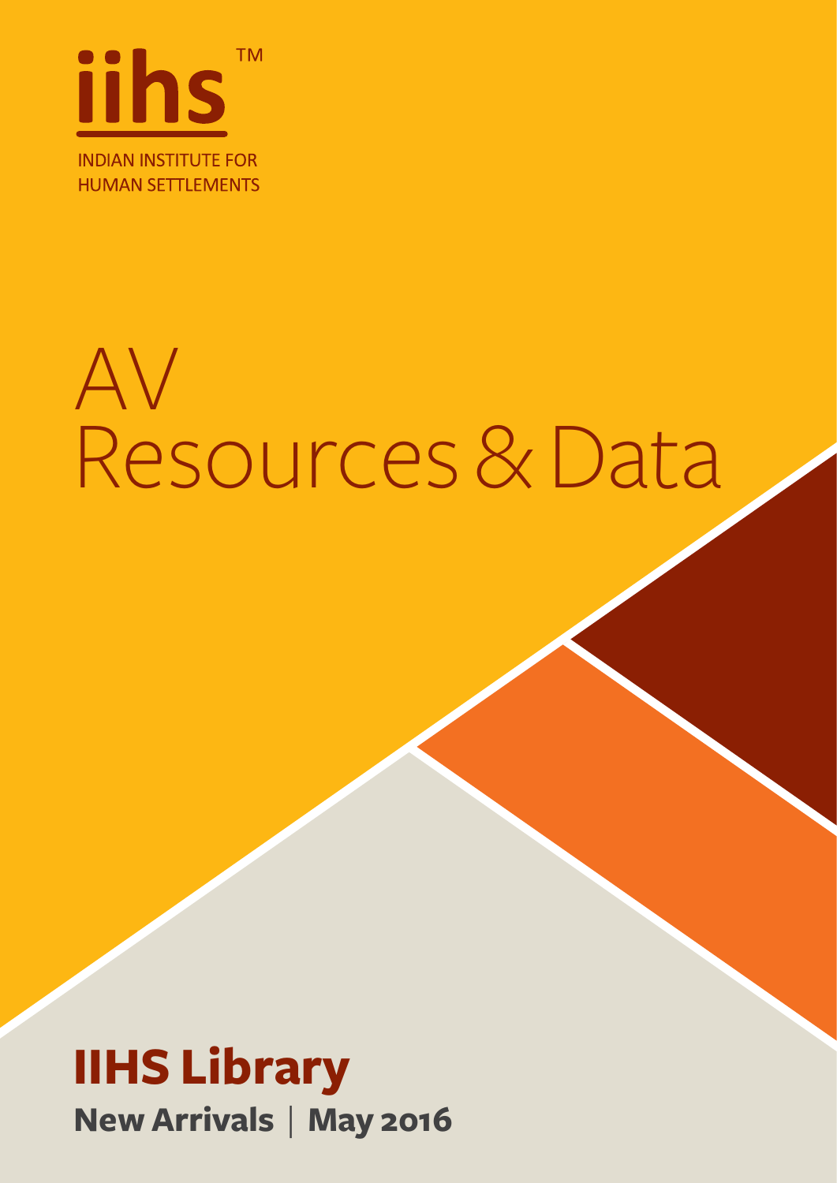iihs™

INDIAN INSTITUTE FOR HUMAN SETTLEMENTS

# AV Resources & Data

## IIHS Library

**New Arrivals | May 2016**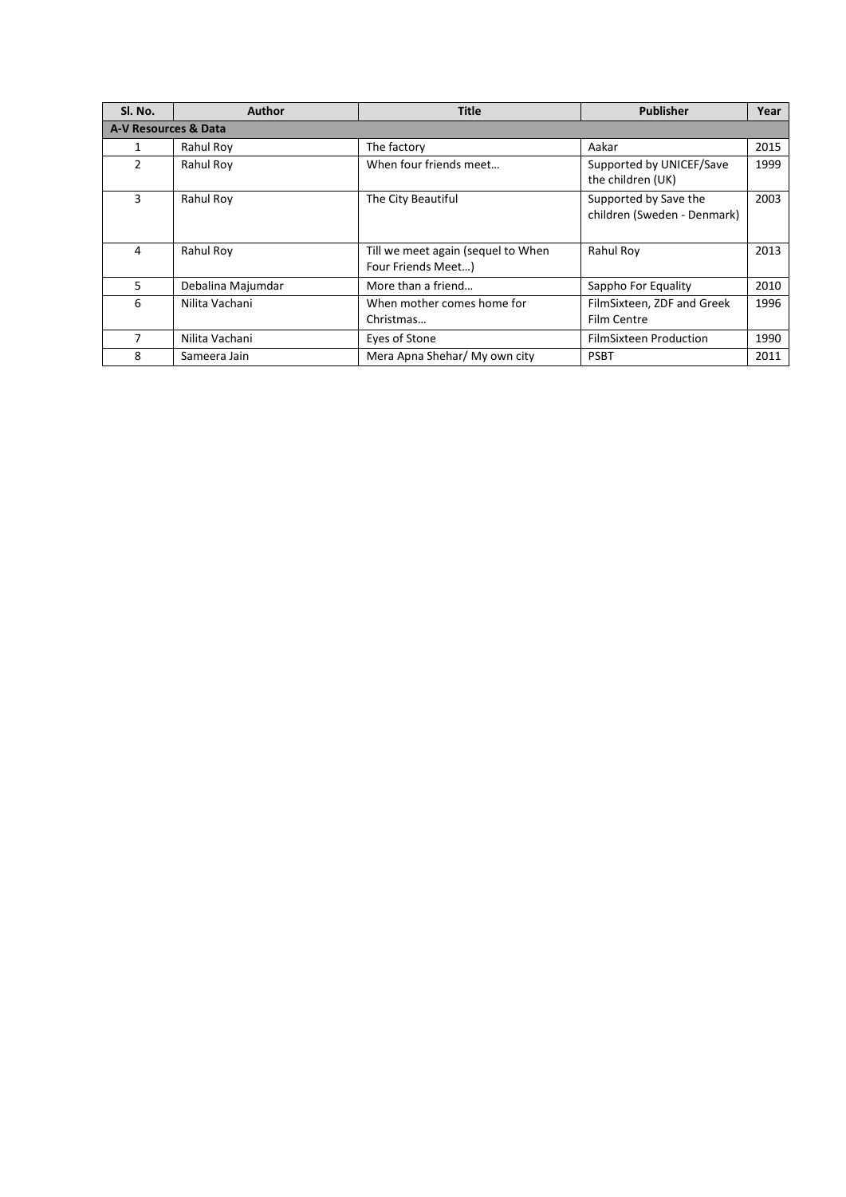| Sl. No. | Author | Title | Publisher | Year |
|---|---|---|---|---|
| **A-V Resources & Data** | | | | |
| 1 | Rahul Roy | The factory | Aakar | 2015 |
| 2 | Rahul Roy | When four friends meet… | Supported by UNICEF/Save the children (UK) | 1999 |
| 3 | Rahul Roy | The City Beautiful | Supported by Save the children (Sweden - Denmark) | 2003 |
| 4 | Rahul Roy | Till we meet again (sequel to When Four Friends Meet…) | Rahul Roy | 2013 |
| 5 | Debalina Majumdar | More than a friend… | Sappho For Equality | 2010 |
| 6 | Nilita Vachani | When mother comes home for Christmas… | FilmSixteen, ZDF and Greek Film Centre | 1996 |
| 7 | Nilita Vachani | Eyes of Stone | FilmSixteen Production | 1990 |
| 8 | Sameera Jain | Mera Apna Shehar/ My own city | PSBT | 2011 |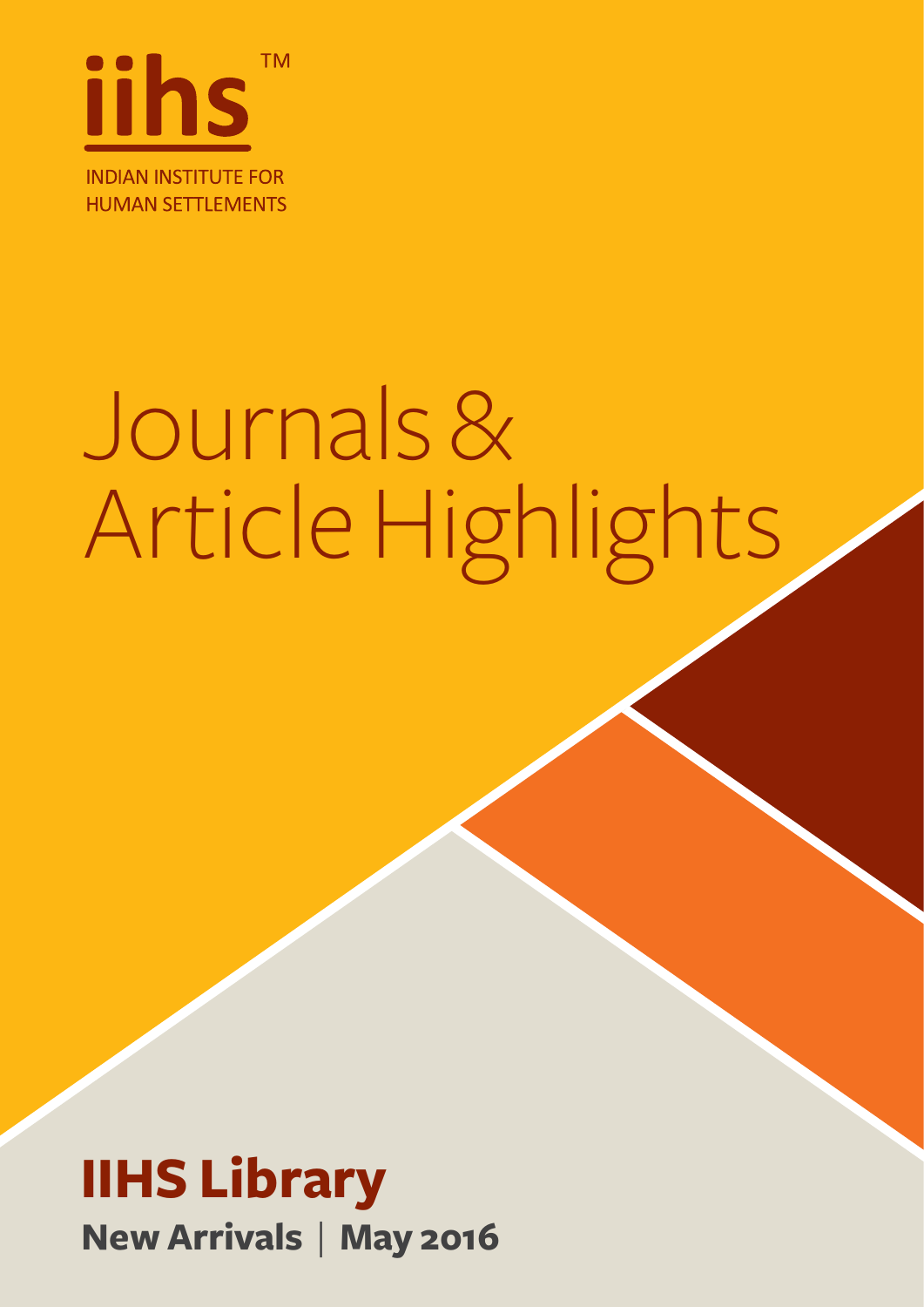iihs™

INDIAN INSTITUTE FOR HUMAN SETTLEMENTS

# Journals & Article Highlights

## IIHS Library

**New Arrivals | May 2016**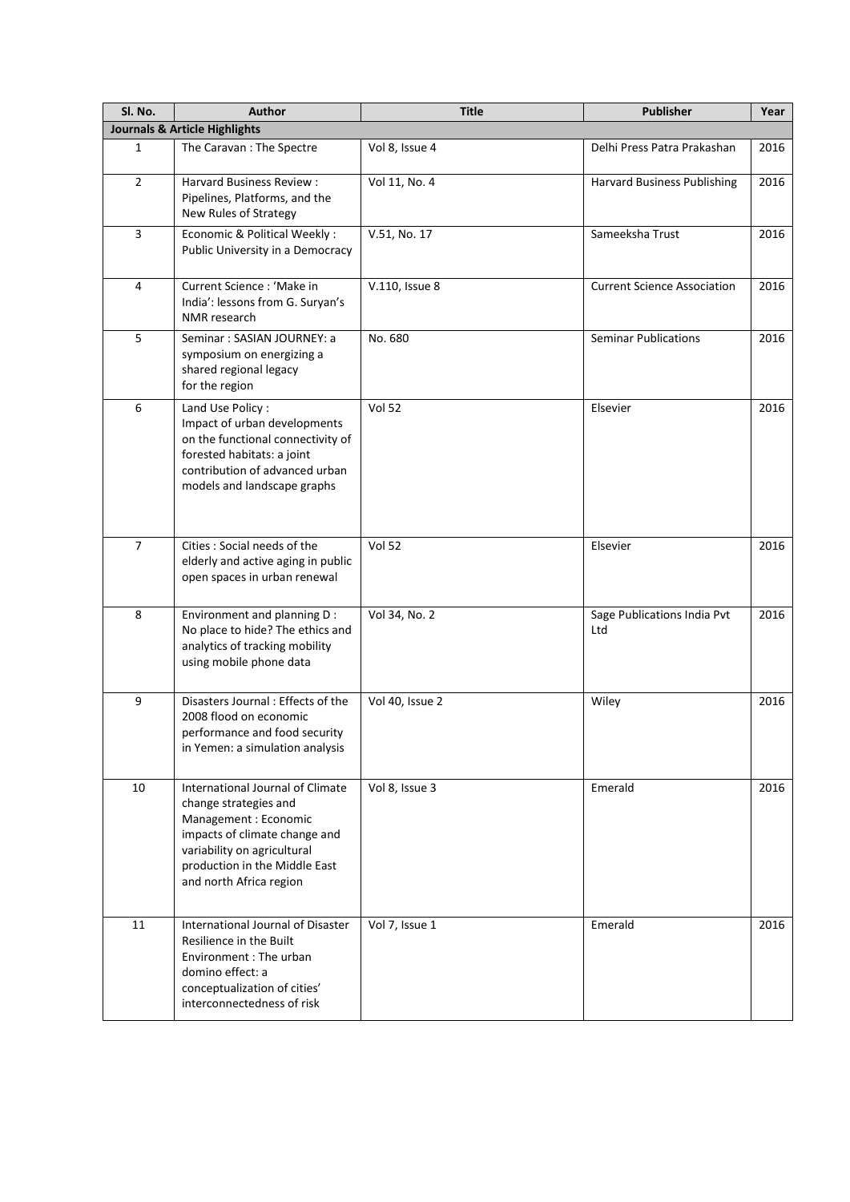| Sl. No. | Author | Title | Publisher | Year |
|---|---|---|---|---|
| **Journals & Article Highlights** | | | | |
| 1 | The Caravan : The Spectre | Vol 8, Issue 4 | Delhi Press Patra Prakashan | 2016 |
| 2 | Harvard Business Review : Pipelines, Platforms, and the New Rules of Strategy | Vol 11, No. 4 | Harvard Business Publishing | 2016 |
| 3 | Economic & Political Weekly : Public University in a Democracy | V.51, No. 17 | Sameeksha Trust | 2016 |
| 4 | Current Science : 'Make in India': lessons from G. Suryan's NMR research | V.110, Issue 8 | Current Science Association | 2016 |
| 5 | Seminar : SASIAN JOURNEY: a symposium on energizing a shared regional legacy for the region | No. 680 | Seminar Publications | 2016 |
| 6 | Land Use Policy : Impact of urban developments on the functional connectivity of forested habitats: a joint contribution of advanced urban models and landscape graphs | Vol 52 | Elsevier | 2016 |
| 7 | Cities : Social needs of the elderly and active aging in public open spaces in urban renewal | Vol 52 | Elsevier | 2016 |
| 8 | Environment and planning D : No place to hide? The ethics and analytics of tracking mobility using mobile phone data | Vol 34, No. 2 | Sage Publications India Pvt Ltd | 2016 |
| 9 | Disasters Journal : Effects of the 2008 flood on economic performance and food security in Yemen: a simulation analysis | Vol 40, Issue 2 | Wiley | 2016 |
| 10 | International Journal of Climate change strategies and Management : Economic impacts of climate change and variability on agricultural production in the Middle East and north Africa region | Vol 8, Issue 3 | Emerald | 2016 |
| 11 | International Journal of Disaster Resilience in the Built Environment : The urban domino effect: a conceptualization of cities' interconnectedness of risk | Vol 7, Issue 1 | Emerald | 2016 |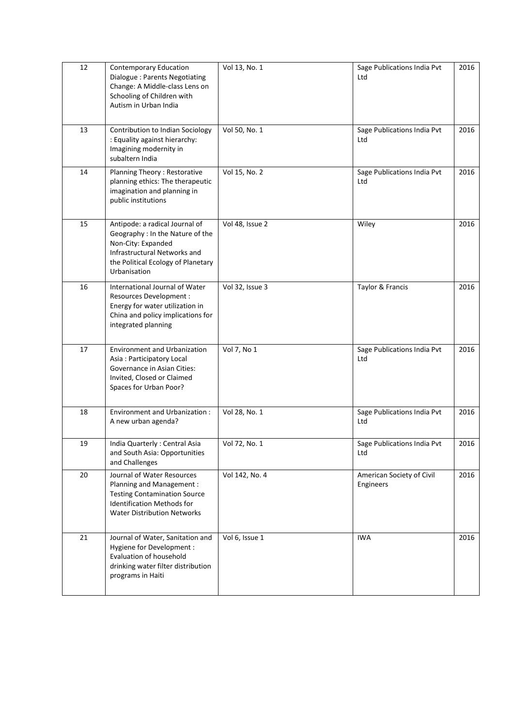| 12 | Contemporary Education Dialogue : Parents Negotiating Change: A Middle-class Lens on Schooling of Children with Autism in Urban India | Vol 13, No. 1 | Sage Publications India Pvt Ltd | 2016 |
|---|---|---|---|---|
| 13 | Contribution to Indian Sociology : Equality against hierarchy: Imagining modernity in subaltern India | Vol 50, No. 1 | Sage Publications India Pvt Ltd | 2016 |
| 14 | Planning Theory : Restorative planning ethics: The therapeutic imagination and planning in public institutions | Vol 15, No. 2 | Sage Publications India Pvt Ltd | 2016 |
| 15 | Antipode: a radical Journal of Geography : In the Nature of the Non-City: Expanded Infrastructural Networks and the Political Ecology of Planetary Urbanisation | Vol 48, Issue 2 | Wiley | 2016 |
| 16 | International Journal of Water Resources Development : Energy for water utilization in China and policy implications for integrated planning | Vol 32, Issue 3 | Taylor & Francis | 2016 |
| 17 | Environment and Urbanization Asia : Participatory Local Governance in Asian Cities: Invited, Closed or Claimed Spaces for Urban Poor? | Vol 7, No 1 | Sage Publications India Pvt Ltd | 2016 |
| 18 | Environment and Urbanization : A new urban agenda? | Vol 28, No. 1 | Sage Publications India Pvt Ltd | 2016 |
| 19 | India Quarterly : Central Asia and South Asia: Opportunities and Challenges | Vol 72, No. 1 | Sage Publications India Pvt Ltd | 2016 |
| 20 | Journal of Water Resources Planning and Management : Testing Contamination Source Identification Methods for Water Distribution Networks | Vol 142, No. 4 | American Society of Civil Engineers | 2016 |
| 21 | Journal of Water, Sanitation and Hygiene for Development : Evaluation of household drinking water filter distribution programs in Haiti | Vol 6, Issue 1 | IWA | 2016 |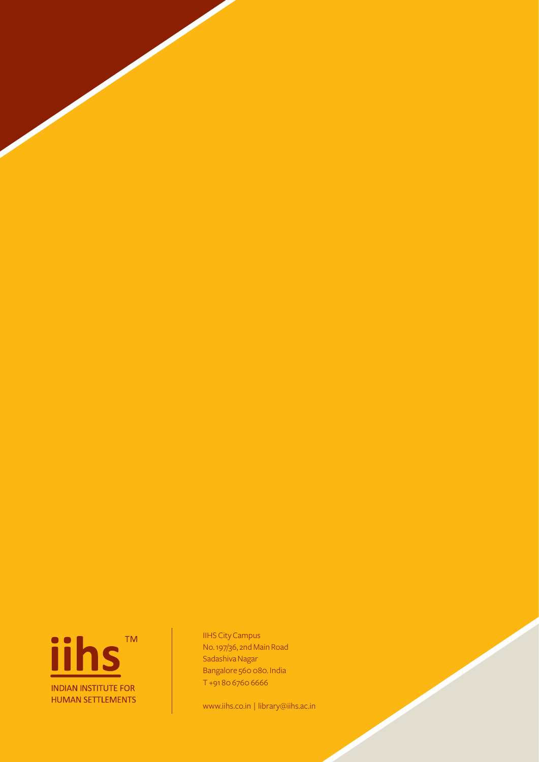iihs™

INDIAN INSTITUTE FOR HUMAN SETTLEMENTS

IIHS City Campus
No. 197/36, 2nd Main Road
Sadashiva Nagar
Bangalore 560 080. India
T +91 80 6760 6666

www.iihs.co.in | library@iihs.ac.in